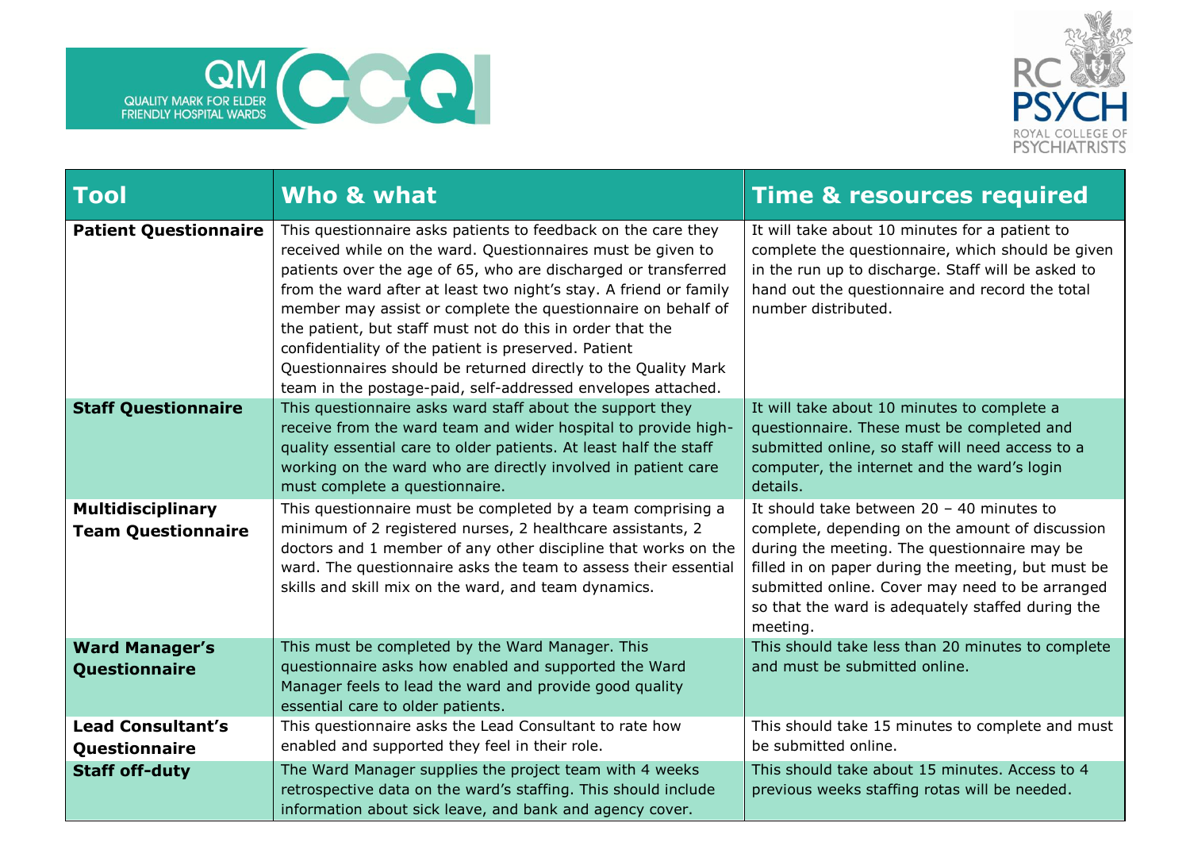| Tool | Who & what | Time & resources required |
|---|---|---|
| **Patient Questionnaire** | This questionnaire asks patients to feedback on the care they received while on the ward. Questionnaires must be given to patients over the age of 65, who are discharged or transferred from the ward after at least two night's stay. A friend or family member may assist or complete the questionnaire on behalf of the patient, but staff must not do this in order that the confidentiality of the patient is preserved. Patient Questionnaires should be returned directly to the Quality Mark team in the postage-paid, self-addressed envelopes attached. | It will take about 10 minutes for a patient to complete the questionnaire, which should be given in the run up to discharge. Staff will be asked to hand out the questionnaire and record the total number distributed. |
| **Staff Questionnaire** | This questionnaire asks ward staff about the support they receive from the ward team and wider hospital to provide high-quality essential care to older patients. At least half the staff working on the ward who are directly involved in patient care must complete a questionnaire. | It will take about 10 minutes to complete a questionnaire. These must be completed and submitted online, so staff will need access to a computer, the internet and the ward's login details. |
| **Multidisciplinary Team Questionnaire** | This questionnaire must be completed by a team comprising a minimum of 2 registered nurses, 2 healthcare assistants, 2 doctors and 1 member of any other discipline that works on the ward. The questionnaire asks the team to assess their essential skills and skill mix on the ward, and team dynamics. | It should take between 20 – 40 minutes to complete, depending on the amount of discussion during the meeting. The questionnaire may be filled in on paper during the meeting, but must be submitted online. Cover may need to be arranged so that the ward is adequately staffed during the meeting. |
| **Ward Manager's Questionnaire** | This must be completed by the Ward Manager. This questionnaire asks how enabled and supported the Ward Manager feels to lead the ward and provide good quality essential care to older patients. | This should take less than 20 minutes to complete and must be submitted online. |
| **Lead Consultant's Questionnaire** | This questionnaire asks the Lead Consultant to rate how enabled and supported they feel in their role. | This should take 15 minutes to complete and must be submitted online. |
| **Staff off-duty** | The Ward Manager supplies the project team with 4 weeks retrospective data on the ward's staffing. This should include information about sick leave, and bank and agency cover. | This should take about 15 minutes. Access to 4 previous weeks staffing rotas will be needed. |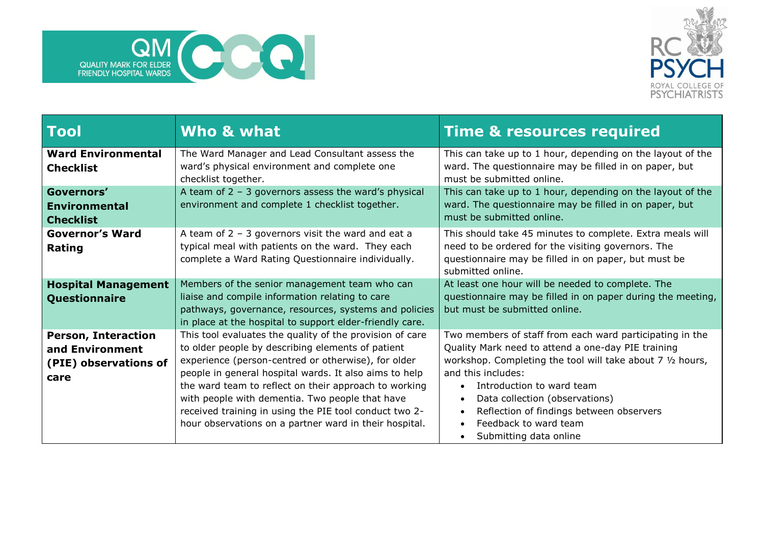| Tool | Who & what | Time & resources required |
| --- | --- | --- |
| **Ward Environmental Checklist** | The Ward Manager and Lead Consultant assess the ward's physical environment and complete one checklist together. | This can take up to 1 hour, depending on the layout of the ward. The questionnaire may be filled in on paper, but must be submitted online. |
| **Governors' Environmental Checklist** | A team of 2 – 3 governors assess the ward's physical environment and complete 1 checklist together. | This can take up to 1 hour, depending on the layout of the ward. The questionnaire may be filled in on paper, but must be submitted online. |
| **Governor's Ward Rating** | A team of 2 – 3 governors visit the ward and eat a typical meal with patients on the ward. They each complete a Ward Rating Questionnaire individually. | This should take 45 minutes to complete. Extra meals will need to be ordered for the visiting governors. The questionnaire may be filled in on paper, but must be submitted online. |
| **Hospital Management Questionnaire** | Members of the senior management team who can liaise and compile information relating to care pathways, governance, resources, systems and policies in place at the hospital to support elder-friendly care. | At least one hour will be needed to complete. The questionnaire may be filled in on paper during the meeting, but must be submitted online. |
| **Person, Interaction and Environment (PIE) observations of care** | This tool evaluates the quality of the provision of care to older people by describing elements of patient experience (person-centred or otherwise), for older people in general hospital wards. It also aims to help the ward team to reflect on their approach to working with people with dementia. Two people that have received training in using the PIE tool conduct two 2-hour observations on a partner ward in their hospital. | Two members of staff from each ward participating in the Quality Mark need to attend a one-day PIE training workshop. Completing the tool will take about 7 ½ hours, and this includes:<br>• Introduction to ward team<br>• Data collection (observations)<br>• Reflection of findings between observers<br>• Feedback to ward team<br>• Submitting data online |